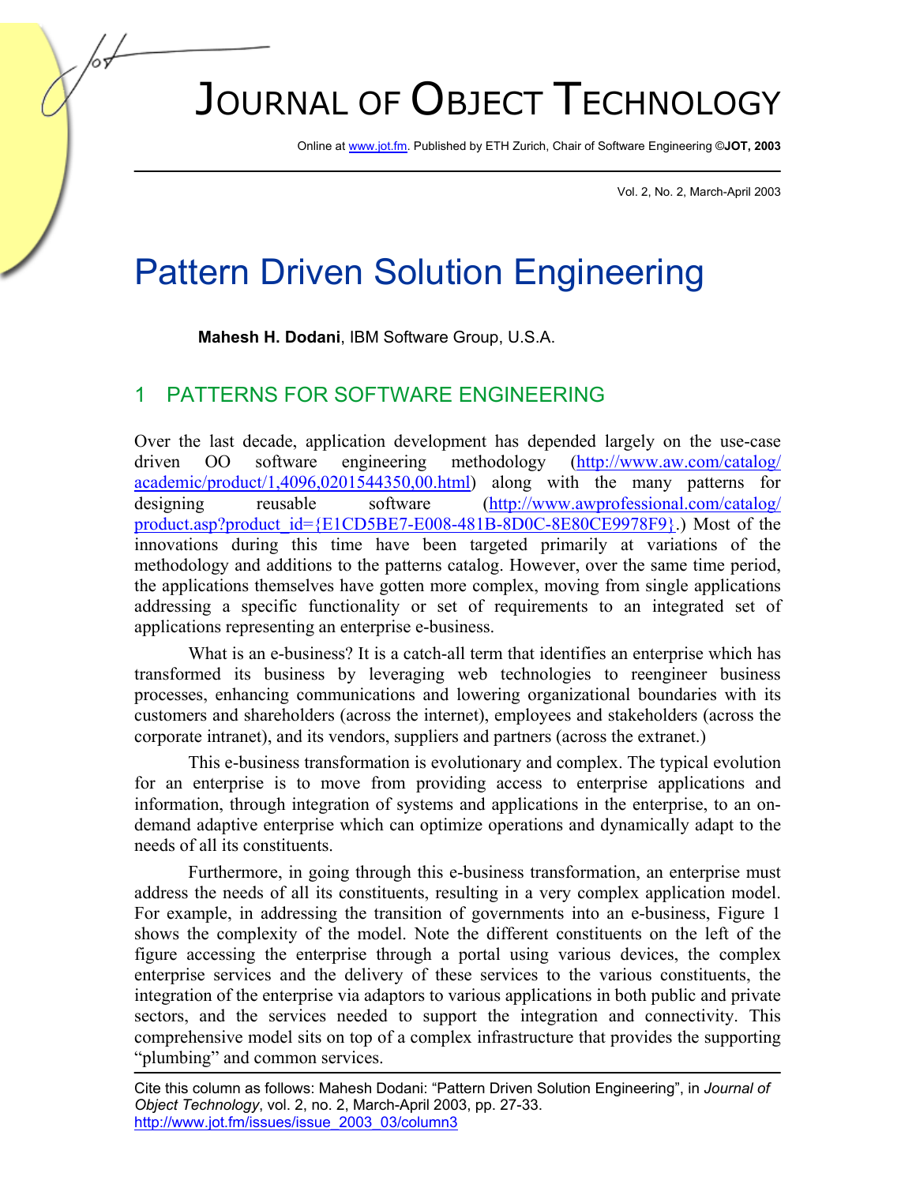# Pattern Driven Solution Engineering

**Mahesh H. Dodani**, IBM Software Group, U.S.A.

## 1 PATTERNS FOR SOFTWARE ENGINEERING

Over the last decade, application development has depended largely on the use-case driven OO software engineering methodology (http://www.aw.com/catalog/academic/product/1,4096,0201544350,00.html) along with the many patterns for designing reusable software (http://www.awprofessional.com/catalog/product.asp?product_id={E1CD5BE7-E008-481B-8D0C-8E80CE9978F9}.) Most of the innovations during this time have been targeted primarily at variations of the methodology and additions to the patterns catalog. However, over the same time period, the applications themselves have gotten more complex, moving from single applications addressing a specific functionality or set of requirements to an integrated set of applications representing an enterprise e-business.

What is an e-business? It is a catch-all term that identifies an enterprise which has transformed its business by leveraging web technologies to reengineer business processes, enhancing communications and lowering organizational boundaries with its customers and shareholders (across the internet), employees and stakeholders (across the corporate intranet), and its vendors, suppliers and partners (across the extranet.)

This e-business transformation is evolutionary and complex. The typical evolution for an enterprise is to move from providing access to enterprise applications and information, through integration of systems and applications in the enterprise, to an on-demand adaptive enterprise which can optimize operations and dynamically adapt to the needs of all its constituents.

Furthermore, in going through this e-business transformation, an enterprise must address the needs of all its constituents, resulting in a very complex application model. For example, in addressing the transition of governments into an e-business, Figure 1 shows the complexity of the model. Note the different constituents on the left of the figure accessing the enterprise through a portal using various devices, the complex enterprise services and the delivery of these services to the various constituents, the integration of the enterprise via adaptors to various applications in both public and private sectors, and the services needed to support the integration and connectivity. This comprehensive model sits on top of a complex infrastructure that provides the supporting "plumbing" and common services.

Cite this column as follows: Mahesh Dodani: "Pattern Driven Solution Engineering", in *Journal of Object Technology*, vol. 2, no. 2, March-April 2003, pp. 27-33. http://www.jot.fm/issues/issue_2003_03/column3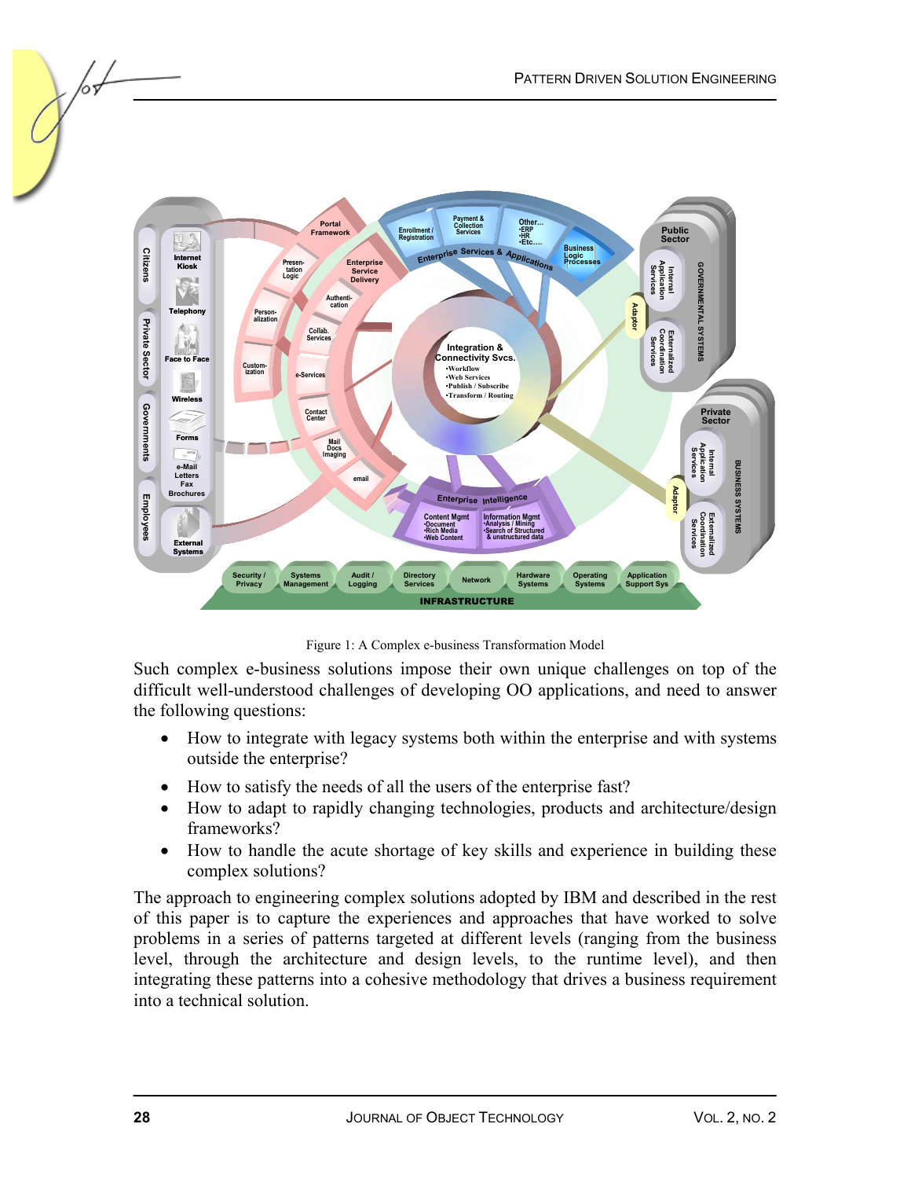Figure 1: A Complex e-business Transformation Model

Such complex e-business solutions impose their own unique challenges on top of the difficult well-understood challenges of developing OO applications, and need to answer the following questions:

- How to integrate with legacy systems both within the enterprise and with systems outside the enterprise?
- How to satisfy the needs of all the users of the enterprise fast?
- How to adapt to rapidly changing technologies, products and architecture/design frameworks?
- How to handle the acute shortage of key skills and experience in building these complex solutions?

The approach to engineering complex solutions adopted by IBM and described in the rest of this paper is to capture the experiences and approaches that have worked to solve problems in a series of patterns targeted at different levels (ranging from the business level, through the architecture and design levels, to the runtime level), and then integrating these patterns into a cohesive methodology that drives a business requirement into a technical solution.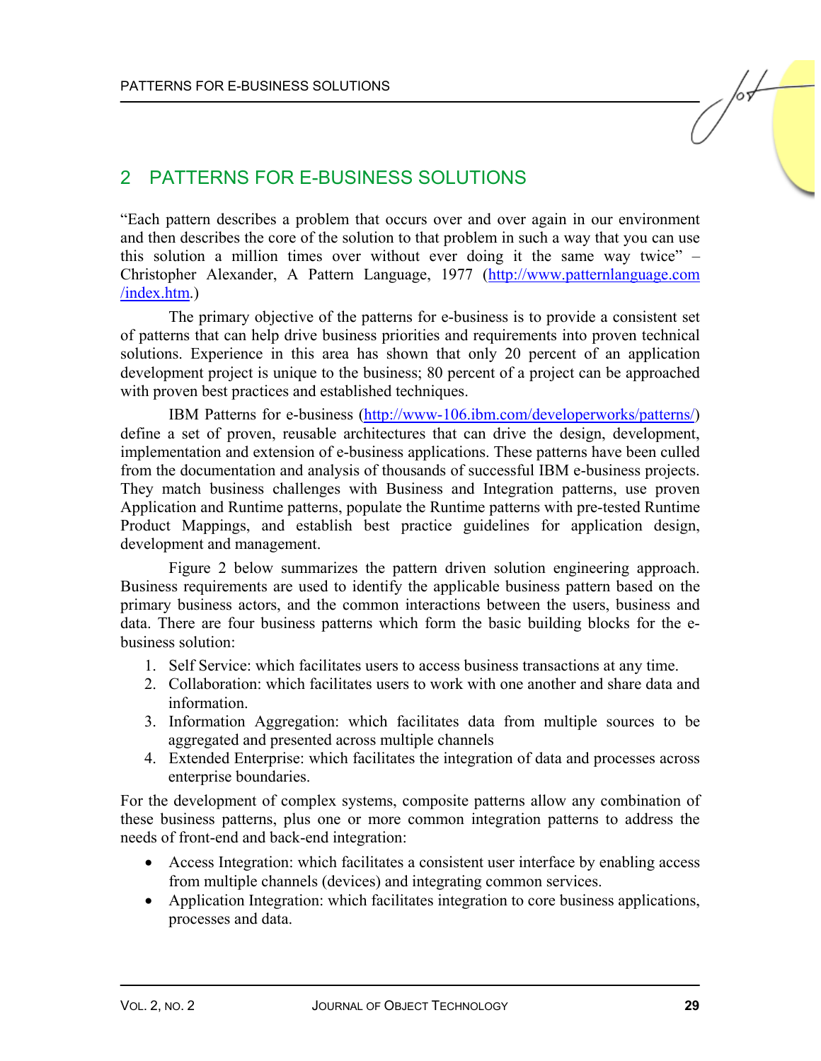## 2 PATTERNS FOR E-BUSINESS SOLUTIONS

"Each pattern describes a problem that occurs over and over again in our environment and then describes the core of the solution to that problem in such a way that you can use this solution a million times over without ever doing it the same way twice" – Christopher Alexander, A Pattern Language, 1977 (http://www.patternlanguage.com/index.htm.)

The primary objective of the patterns for e-business is to provide a consistent set of patterns that can help drive business priorities and requirements into proven technical solutions. Experience in this area has shown that only 20 percent of an application development project is unique to the business; 80 percent of a project can be approached with proven best practices and established techniques.

IBM Patterns for e-business (http://www-106.ibm.com/developerworks/patterns/) define a set of proven, reusable architectures that can drive the design, development, implementation and extension of e-business applications. These patterns have been culled from the documentation and analysis of thousands of successful IBM e-business projects. They match business challenges with Business and Integration patterns, use proven Application and Runtime patterns, populate the Runtime patterns with pre-tested Runtime Product Mappings, and establish best practice guidelines for application design, development and management.

Figure 2 below summarizes the pattern driven solution engineering approach. Business requirements are used to identify the applicable business pattern based on the primary business actors, and the common interactions between the users, business and data. There are four business patterns which form the basic building blocks for the e-business solution:

1. Self Service: which facilitates users to access business transactions at any time.
2. Collaboration: which facilitates users to work with one another and share data and information.
3. Information Aggregation: which facilitates data from multiple sources to be aggregated and presented across multiple channels
4. Extended Enterprise: which facilitates the integration of data and processes across enterprise boundaries.

For the development of complex systems, composite patterns allow any combination of these business patterns, plus one or more common integration patterns to address the needs of front-end and back-end integration:

- Access Integration: which facilitates a consistent user interface by enabling access from multiple channels (devices) and integrating common services.
- Application Integration: which facilitates integration to core business applications, processes and data.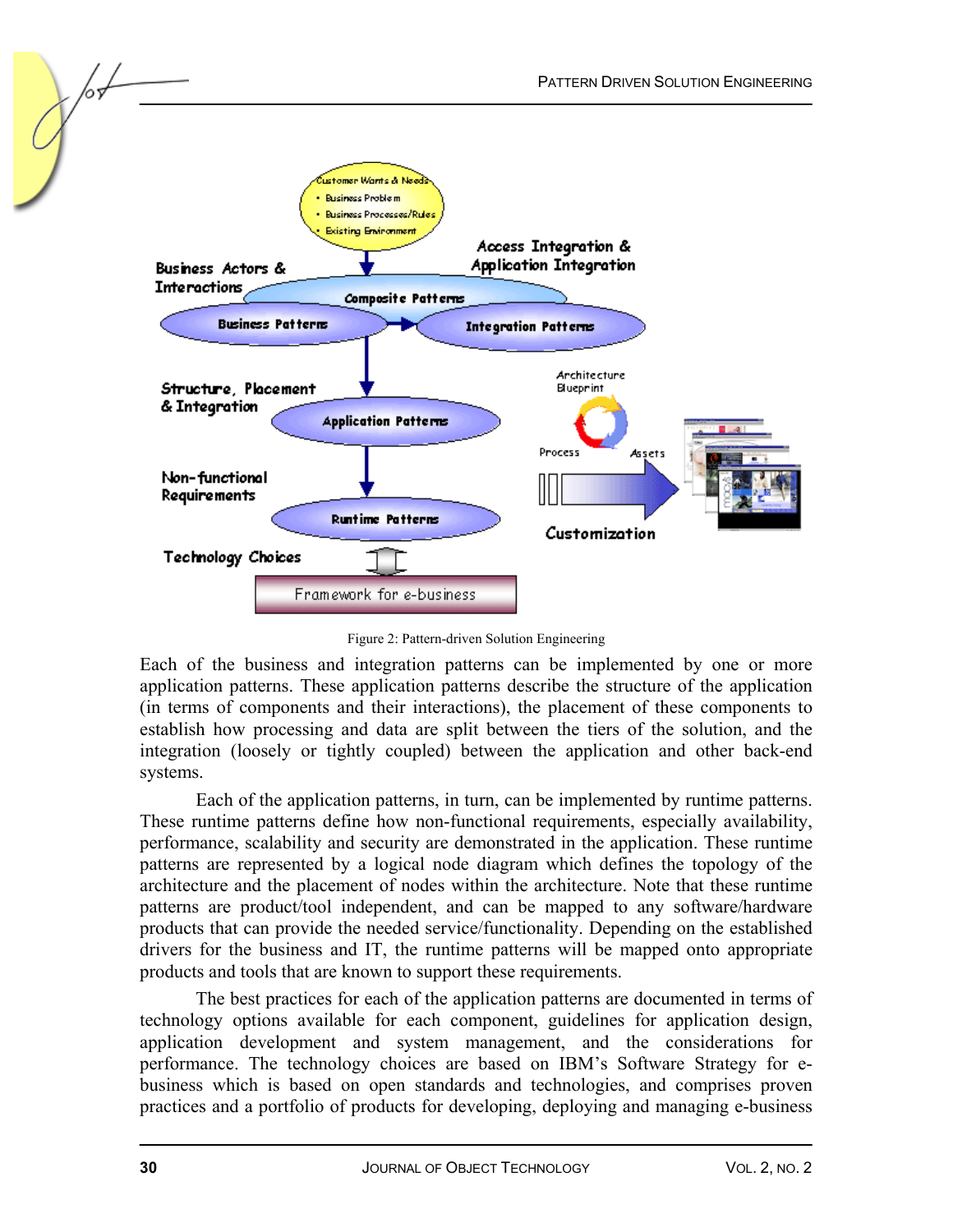Figure 2: Pattern-driven Solution Engineering

Each of the business and integration patterns can be implemented by one or more application patterns. These application patterns describe the structure of the application (in terms of components and their interactions), the placement of these components to establish how processing and data are split between the tiers of the solution, and the integration (loosely or tightly coupled) between the application and other back-end systems.

Each of the application patterns, in turn, can be implemented by runtime patterns. These runtime patterns define how non-functional requirements, especially availability, performance, scalability and security are demonstrated in the application. These runtime patterns are represented by a logical node diagram which defines the topology of the architecture and the placement of nodes within the architecture. Note that these runtime patterns are product/tool independent, and can be mapped to any software/hardware products that can provide the needed service/functionality. Depending on the established drivers for the business and IT, the runtime patterns will be mapped onto appropriate products and tools that are known to support these requirements.

The best practices for each of the application patterns are documented in terms of technology options available for each component, guidelines for application design, application development and system management, and the considerations for performance. The technology choices are based on IBM's Software Strategy for e-business which is based on open standards and technologies, and comprises proven practices and a portfolio of products for developing, deploying and managing e-business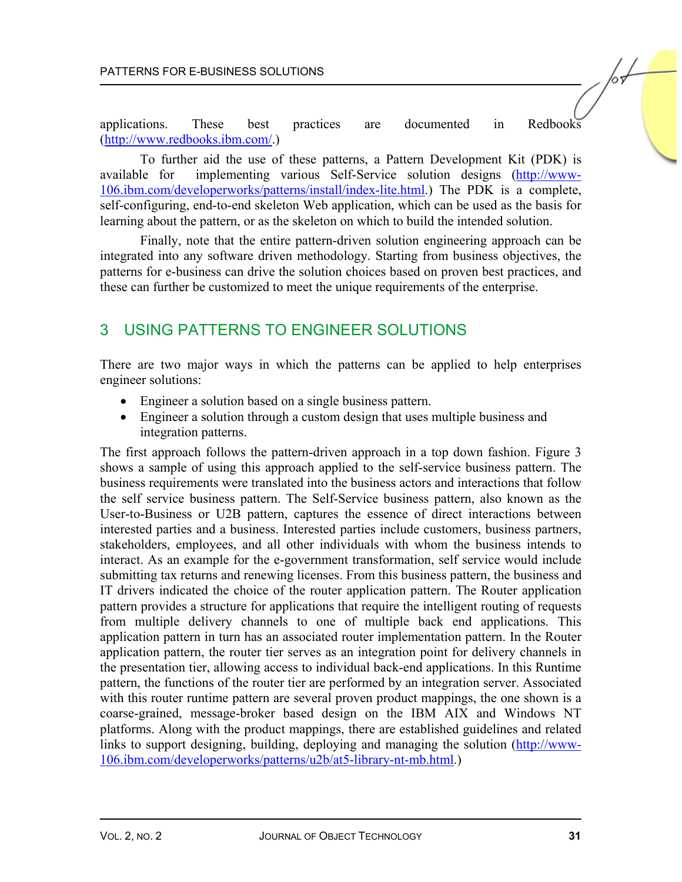applications. These best practices are documented in Redbooks (http://www.redbooks.ibm.com/.)

To further aid the use of these patterns, a Pattern Development Kit (PDK) is available for implementing various Self-Service solution designs (http://www-106.ibm.com/developerworks/patterns/install/index-lite.html.) The PDK is a complete, self-configuring, end-to-end skeleton Web application, which can be used as the basis for learning about the pattern, or as the skeleton on which to build the intended solution.

Finally, note that the entire pattern-driven solution engineering approach can be integrated into any software driven methodology. Starting from business objectives, the patterns for e-business can drive the solution choices based on proven best practices, and these can further be customized to meet the unique requirements of the enterprise.

## 3 USING PATTERNS TO ENGINEER SOLUTIONS

There are two major ways in which the patterns can be applied to help enterprises engineer solutions:

- Engineer a solution based on a single business pattern.
- Engineer a solution through a custom design that uses multiple business and integration patterns.

The first approach follows the pattern-driven approach in a top down fashion. Figure 3 shows a sample of using this approach applied to the self-service business pattern. The business requirements were translated into the business actors and interactions that follow the self service business pattern. The Self-Service business pattern, also known as the User-to-Business or U2B pattern, captures the essence of direct interactions between interested parties and a business. Interested parties include customers, business partners, stakeholders, employees, and all other individuals with whom the business intends to interact. As an example for the e-government transformation, self service would include submitting tax returns and renewing licenses. From this business pattern, the business and IT drivers indicated the choice of the router application pattern. The Router application pattern provides a structure for applications that require the intelligent routing of requests from multiple delivery channels to one of multiple back end applications. This application pattern in turn has an associated router implementation pattern. In the Router application pattern, the router tier serves as an integration point for delivery channels in the presentation tier, allowing access to individual back-end applications. In this Runtime pattern, the functions of the router tier are performed by an integration server. Associated with this router runtime pattern are several proven product mappings, the one shown is a coarse-grained, message-broker based design on the IBM AIX and Windows NT platforms. Along with the product mappings, there are established guidelines and related links to support designing, building, deploying and managing the solution (http://www-106.ibm.com/developerworks/patterns/u2b/at5-library-nt-mb.html.)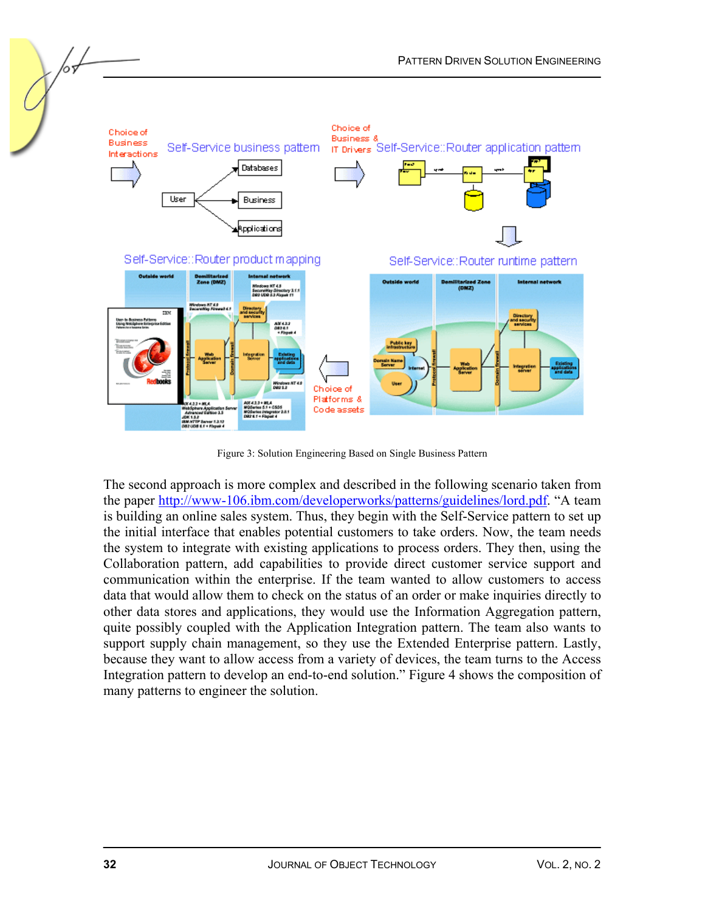Figure 3: Solution Engineering Based on Single Business Pattern

The second approach is more complex and described in the following scenario taken from the paper http://www-106.ibm.com/developerworks/patterns/guidelines/lord.pdf. "A team is building an online sales system. Thus, they begin with the Self-Service pattern to set up the initial interface that enables potential customers to take orders. Now, the team needs the system to integrate with existing applications to process orders. They then, using the Collaboration pattern, add capabilities to provide direct customer service support and communication within the enterprise. If the team wanted to allow customers to access data that would allow them to check on the status of an order or make inquiries directly to other data stores and applications, they would use the Information Aggregation pattern, quite possibly coupled with the Application Integration pattern. The team also wants to support supply chain management, so they use the Extended Enterprise pattern. Lastly, because they want to allow access from a variety of devices, the team turns to the Access Integration pattern to develop an end-to-end solution." Figure 4 shows the composition of many patterns to engineer the solution.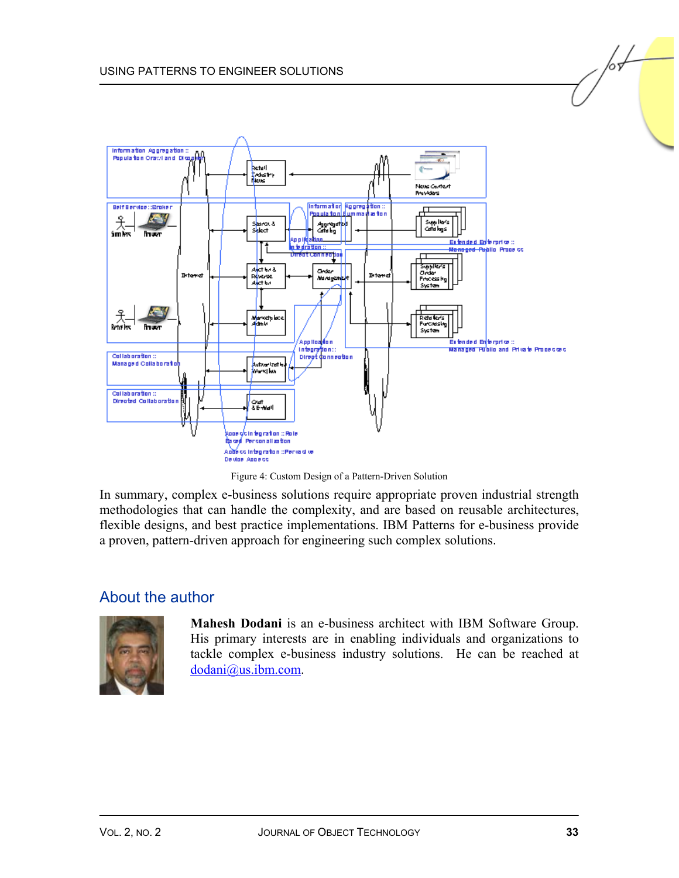Figure 4: Custom Design of a Pattern-Driven Solution

In summary, complex e-business solutions require appropriate proven industrial strength methodologies that can handle the complexity, and are based on reusable architectures, flexible designs, and best practice implementations. IBM Patterns for e-business provide a proven, pattern-driven approach for engineering such complex solutions.

## About the author

**Mahesh Dodani** is an e-business architect with IBM Software Group. His primary interests are in enabling individuals and organizations to tackle complex e-business industry solutions. He can be reached at dodani@us.ibm.com.